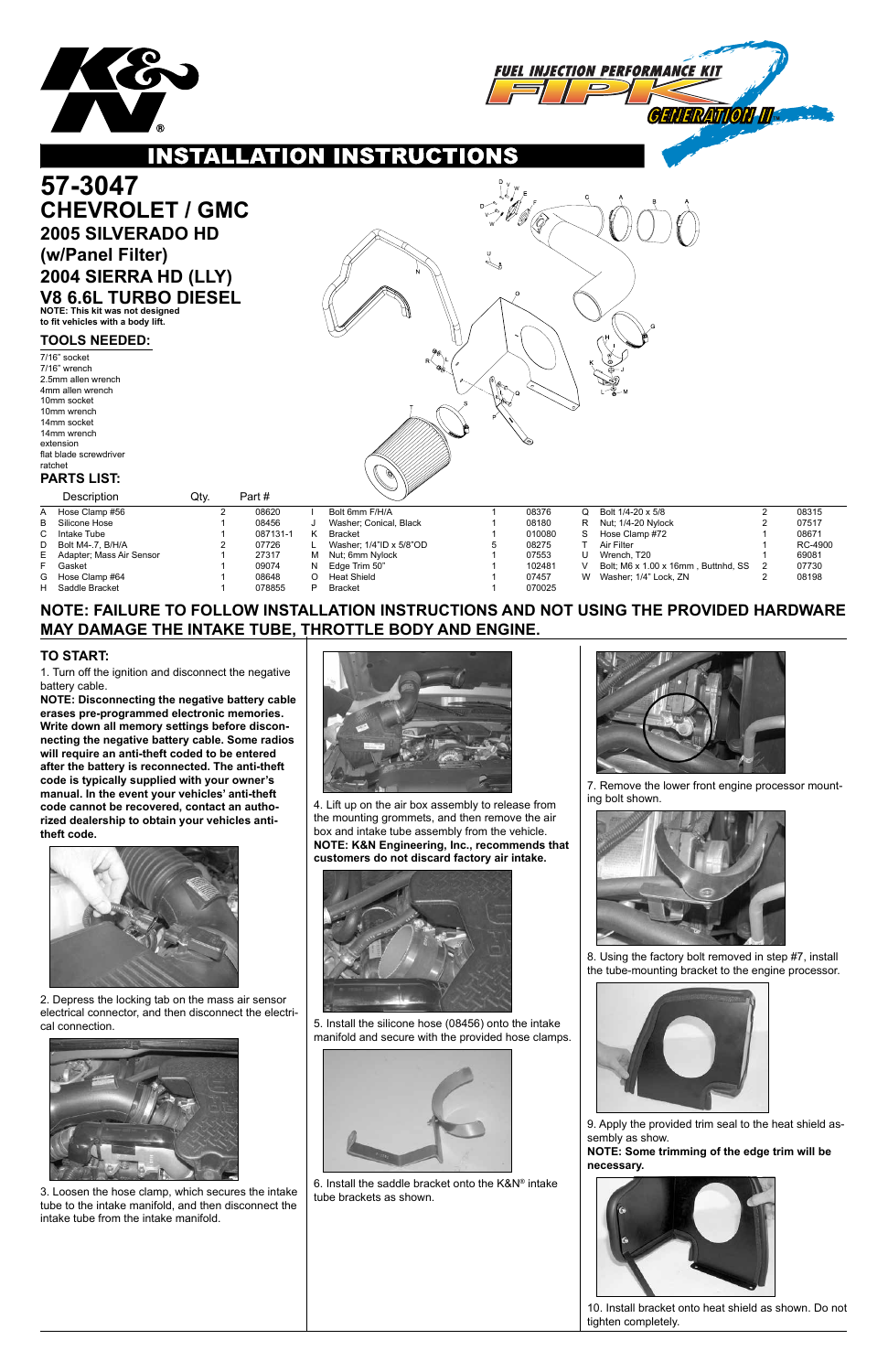# INSTALLATION INSTRUCTIONS

FUEL INJECTION PERFORMANCE KIT FIPK GENERATION II

# 57-3047

## CHEVROLET / GMC

### 2005 SILVERADO HD (w/Panel Filter)
### 2004 SIERRA HD (LLY)
### V8 6.6L TURBO DIESEL

**NOTE: This kit was not designed to fit vehicles with a body lift.**

### TOOLS NEEDED:

7/16" socket
7/16" wrench
2.5mm allen wrench
4mm allen wrench
10mm socket
10mm wrench
14mm socket
14mm wrench
extension
flat blade screwdriver
ratchet

### PARTS LIST:

| | Description | Qty. | Part # | | Description | Qty. | Part # | | Description | Qty. | Part # |
|---|---|---|---|---|---|---|---|---|---|---|---|
| A | Hose Clamp #56 | 2 | 08620 | I | Bolt 6mm F/H/A | 1 | 08376 | Q | Bolt 1/4-20 x 5/8 | 2 | 08315 |
| B | Silicone Hose | 1 | 08456 | J | Washer; Conical, Black | 1 | 08180 | R | Nut; 1/4-20 Nylock | 2 | 07517 |
| C | Intake Tube | 1 | 087131-1 | K | Bracket | 1 | 010080 | S | Hose Clamp #72 | 1 | 08671 |
| D | Bolt M4-.7, B/H/A | 2 | 07726 | L | Washer; 1/4"ID x 5/8"OD | 5 | 08275 | T | Air Filter | 1 | RC-4900 |
| E | Adapter; Mass Air Sensor | 1 | 27317 | M | Nut; 6mm Nylock | 1 | 07553 | U | Wrench, T20 | 1 | 69081 |
| F | Gasket | 1 | 09074 | N | Edge Trim 50" | 1 | 102481 | V | Bolt; M6 x 1.00 x 16mm , Buttnhd, SS | 2 | 07730 |
| G | Hose Clamp #64 | 1 | 08648 | O | Heat Shield | 1 | 07457 | W | Washer; 1/4" Lock, ZN | 2 | 08198 |
| H | Saddle Bracket | 1 | 078855 | P | Bracket | 1 | 070025 | | | | |

**NOTE: FAILURE TO FOLLOW INSTALLATION INSTRUCTIONS AND NOT USING THE PROVIDED HARDWARE MAY DAMAGE THE INTAKE TUBE, THROTTLE BODY AND ENGINE.**

### TO START:

1. Turn off the ignition and disconnect the negative battery cable.

**NOTE: Disconnecting the negative battery cable erases pre-programmed electronic memories. Write down all memory settings before disconnecting the negative battery cable. Some radios will require an anti-theft coded to be entered after the battery is reconnected. The anti-theft code is typically supplied with your owner's manual. In the event your vehicles' anti-theft code cannot be recovered, contact an authorized dealership to obtain your vehicles anti-theft code.**

2. Depress the locking tab on the mass air sensor electrical connector, and then disconnect the electrical connection.

3. Loosen the hose clamp, which secures the intake tube to the intake manifold, and then disconnect the intake tube from the intake manifold.

4. Lift up on the air box assembly to release from the mounting grommets, and then remove the air box and intake tube assembly from the vehicle.
**NOTE: K&N Engineering, Inc., recommends that customers do not discard factory air intake.**

5. Install the silicone hose (08456) onto the intake manifold and secure with the provided hose clamps.

6. Install the saddle bracket onto the K&N® intake tube brackets as shown.

7. Remove the lower front engine processor mounting bolt shown.

8. Using the factory bolt removed in step #7, install the tube-mounting bracket to the engine processor.

9. Apply the provided trim seal to the heat shield assembly as show.
**NOTE: Some trimming of the edge trim will be necessary.**

10. Install bracket onto heat shield as shown. Do not tighten completely.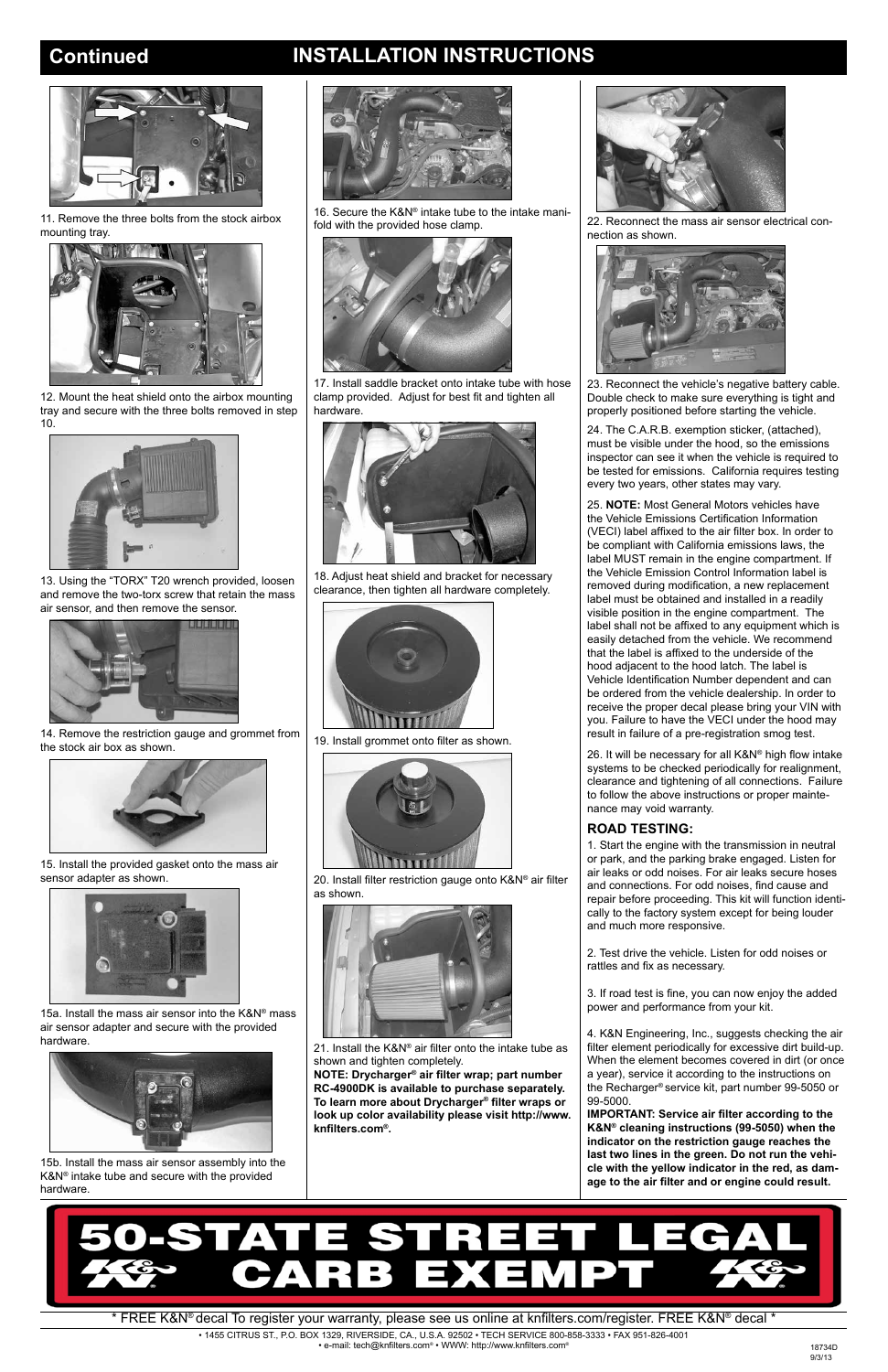## Continued INSTALLATION INSTRUCTIONS

11. Remove the three bolts from the stock airbox mounting tray.

12. Mount the heat shield onto the airbox mounting tray and secure with the three bolts removed in step 10.

13. Using the "TORX" T20 wrench provided, loosen and remove the two-torx screw that retain the mass air sensor, and then remove the sensor.

14. Remove the restriction gauge and grommet from the stock air box as shown.

15. Install the provided gasket onto the mass air sensor adapter as shown.

15a. Install the mass air sensor into the K&N® mass air sensor adapter and secure with the provided hardware.

15b. Install the mass air sensor assembly into the K&N® intake tube and secure with the provided hardware.

16. Secure the K&N® intake tube to the intake manifold with the provided hose clamp.

17. Install saddle bracket onto intake tube with hose clamp provided. Adjust for best fit and tighten all hardware.

18. Adjust heat shield and bracket for necessary clearance, then tighten all hardware completely.

19. Install grommet onto filter as shown.

20. Install filter restriction gauge onto K&N® air filter as shown.

21. Install the K&N® air filter onto the intake tube as shown and tighten completely.
**NOTE: Drycharger® air filter wrap; part number RC-4900DK is available to purchase separately. To learn more about Drycharger® filter wraps or look up color availability please visit http://www.knfilters.com®.**

22. Reconnect the mass air sensor electrical connection as shown.

23. Reconnect the vehicle's negative battery cable. Double check to make sure everything is tight and properly positioned before starting the vehicle.

24. The C.A.R.B. exemption sticker, (attached), must be visible under the hood, so the emissions inspector can see it when the vehicle is required to be tested for emissions. California requires testing every two years, other states may vary.

25. **NOTE:** Most General Motors vehicles have the Vehicle Emissions Certification Information (VECI) label affixed to the air filter box. In order to be compliant with California emissions laws, the label MUST remain in the engine compartment. If the Vehicle Emission Control Information label is removed during modification, a new replacement label must be obtained and installed in a readily visible position in the engine compartment. The label shall not be affixed to any equipment which is easily detached from the vehicle. We recommend that the label is affixed to the underside of the hood adjacent to the hood latch. The label is Vehicle Identification Number dependent and can be ordered from the vehicle dealership. In order to receive the proper decal please bring your VIN with you. Failure to have the VECI under the hood may result in failure of a pre-registration smog test.

26. It will be necessary for all K&N® high flow intake systems to be checked periodically for realignment, clearance and tightening of all connections. Failure to follow the above instructions or proper maintenance may void warranty.

### ROAD TESTING:

1. Start the engine with the transmission in neutral or park, and the parking brake engaged. Listen for air leaks or odd noises. For air leaks secure hoses and connections. For odd noises, find cause and repair before proceeding. This kit will function identically to the factory system except for being louder and much more responsive.

2. Test drive the vehicle. Listen for odd noises or rattles and fix as necessary.

3. If road test is fine, you can now enjoy the added power and performance from your kit.

4. K&N Engineering, Inc., suggests checking the air filter element periodically for excessive dirt build-up. When the element becomes covered in dirt (or once a year), service it according to the instructions on the Recharger® service kit, part number 99-5050 or 99-5000.
**IMPORTANT: Service air filter according to the K&N® cleaning instructions (99-5050) when the indicator on the restriction gauge reaches the last two lines in the green. Do not run the vehicle with the yellow indicator in the red, as damage to the air filter and or engine could result.**

# 50-STATE STREET LEGAL CARB EXEMPT

\* FREE K&N® decal To register your warranty, please see us online at knfilters.com/register. FREE K&N® decal \*

• 1455 CITRUS ST., P.O. BOX 1329, RIVERSIDE, CA., U.S.A. 92502 • TECH SERVICE 800-858-3333 • FAX 951-826-4001
• e-mail: tech@knfilters.com® • WWW: http://www.knfilters.com®

18734D
9/3/13